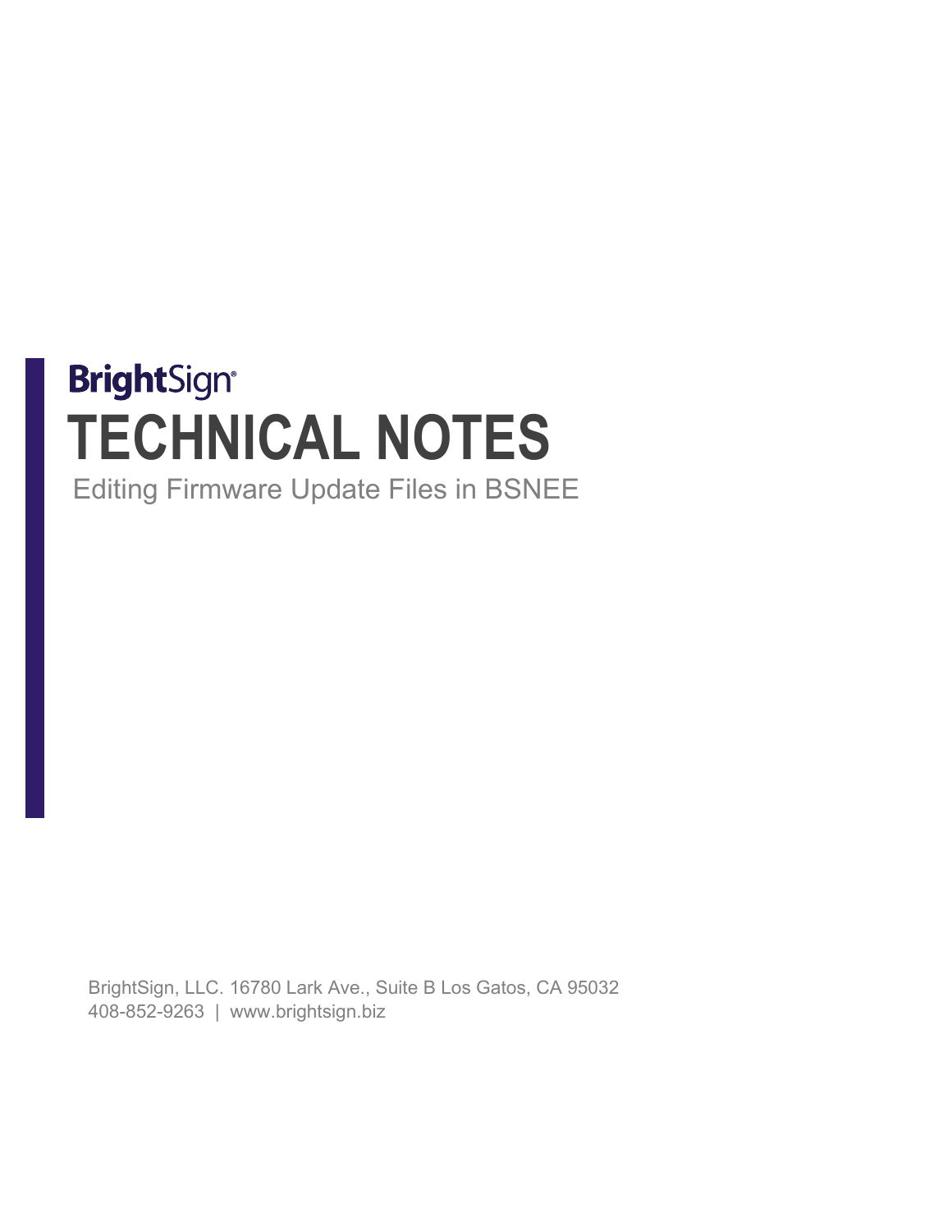BrightSign®

# TECHNICAL NOTES

Editing Firmware Update Files in BSNEE

BrightSign, LLC. 16780 Lark Ave., Suite B Los Gatos, CA 95032
408-852-9263 | www.brightsign.biz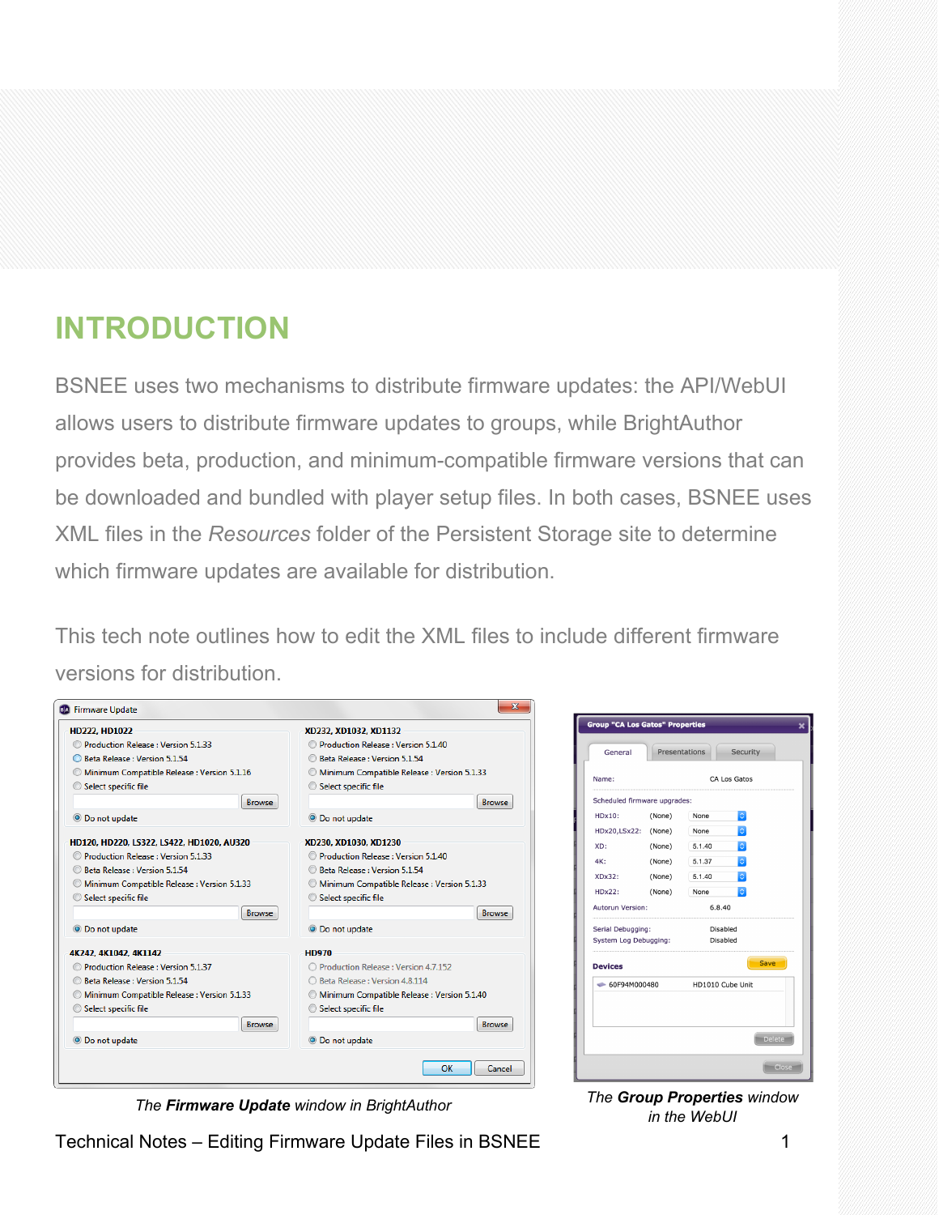# INTRODUCTION

BSNEE uses two mechanisms to distribute firmware updates: the API/WebUI allows users to distribute firmware updates to groups, while BrightAuthor provides beta, production, and minimum-compatible firmware versions that can be downloaded and bundled with player setup files. In both cases, BSNEE uses XML files in the *Resources* folder of the Persistent Storage site to determine which firmware updates are available for distribution.

This tech note outlines how to edit the XML files to include different firmware versions for distribution.

The ***Firmware Update*** *window in BrightAuthor*

The ***Group Properties*** *window in the WebUI*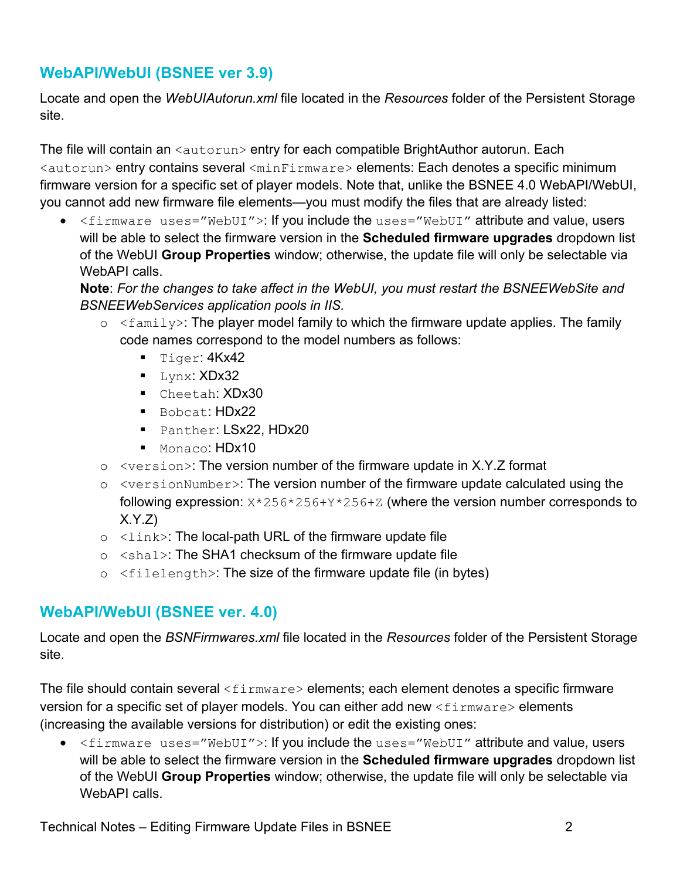## WebAPI/WebUI (BSNEE ver 3.9)

Locate and open the *WebUIAutorun.xml* file located in the *Resources* folder of the Persistent Storage site.

The file will contain an `<autorun>` entry for each compatible BrightAuthor autorun. Each `<autorun>` entry contains several `<minFirmware>` elements: Each denotes a specific minimum firmware version for a specific set of player models. Note that, unlike the BSNEE 4.0 WebAPI/WebUI, you cannot add new firmware file elements—you must modify the files that are already listed:

- `<firmware uses="WebUI">`: If you include the `uses="WebUI"` attribute and value, users will be able to select the firmware version in the **Scheduled firmware upgrades** dropdown list of the WebUI **Group Properties** window; otherwise, the update file will only be selectable via WebAPI calls.
  **Note**: *For the changes to take affect in the WebUI, you must restart the BSNEEWebSite and BSNEEWebServices application pools in IIS.*
  - `<family>`: The player model family to which the firmware update applies. The family code names correspond to the model numbers as follows:
    - `Tiger`: 4Kx42
    - `Lynx`: XDx32
    - `Cheetah`: XDx30
    - `Bobcat`: HDx22
    - `Panther`: LSx22, HDx20
    - `Monaco`: HDx10
  - `<version>`: The version number of the firmware update in X.Y.Z format
  - `<versionNumber>`: The version number of the firmware update calculated using the following expression: `X*256*256+Y*256+Z` (where the version number corresponds to X.Y.Z)
  - `<link>`: The local-path URL of the firmware update file
  - `<sha1>`: The SHA1 checksum of the firmware update file
  - `<filelength>`: The size of the firmware update file (in bytes)

## WebAPI/WebUI (BSNEE ver. 4.0)

Locate and open the *BSNFirmwares.xml* file located in the *Resources* folder of the Persistent Storage site.

The file should contain several `<firmware>` elements; each element denotes a specific firmware version for a specific set of player models. You can either add new `<firmware>` elements (increasing the available versions for distribution) or edit the existing ones:

- `<firmware uses="WebUI">`: If you include the `uses="WebUI"` attribute and value, users will be able to select the firmware version in the **Scheduled firmware upgrades** dropdown list of the WebUI **Group Properties** window; otherwise, the update file will only be selectable via WebAPI calls.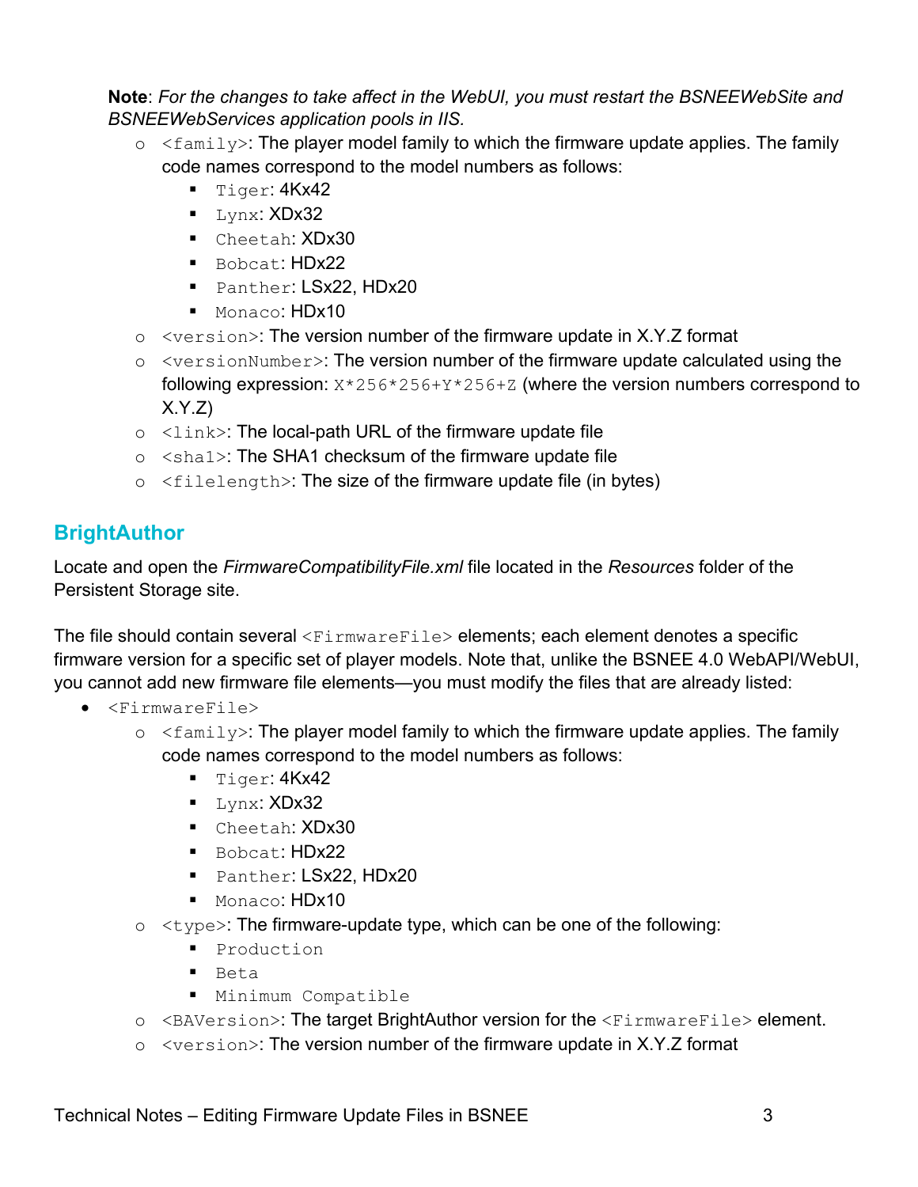**Note**: *For the changes to take affect in the WebUI, you must restart the BSNEEWebSite and BSNEEWebServices application pools in IIS.*

- `<family>`: The player model family to which the firmware update applies. The family code names correspond to the model numbers as follows:
  - `Tiger`: 4Kx42
  - `Lynx`: XDx32
  - `Cheetah`: XDx30
  - `Bobcat`: HDx22
  - `Panther`: LSx22, HDx20
  - `Monaco`: HDx10
- `<version>`: The version number of the firmware update in X.Y.Z format
- `<versionNumber>`: The version number of the firmware update calculated using the following expression: `X*256*256+Y*256+Z` (where the version numbers correspond to X.Y.Z)
- `<link>`: The local-path URL of the firmware update file
- `<sha1>`: The SHA1 checksum of the firmware update file
- `<filelength>`: The size of the firmware update file (in bytes)

## BrightAuthor

Locate and open the *FirmwareCompatibilityFile.xml* file located in the *Resources* folder of the Persistent Storage site.

The file should contain several `<FirmwareFile>` elements; each element denotes a specific firmware version for a specific set of player models. Note that, unlike the BSNEE 4.0 WebAPI/WebUI, you cannot add new firmware file elements—you must modify the files that are already listed:

- `<FirmwareFile>`
  - `<family>`: The player model family to which the firmware update applies. The family code names correspond to the model numbers as follows:
    - `Tiger`: 4Kx42
    - `Lynx`: XDx32
    - `Cheetah`: XDx30
    - `Bobcat`: HDx22
    - `Panther`: LSx22, HDx20
    - `Monaco`: HDx10
  - `<type>`: The firmware-update type, which can be one of the following:
    - `Production`
    - `Beta`
    - `Minimum Compatible`
  - `<BAVersion>`: The target BrightAuthor version for the `<FirmwareFile>` element.
  - `<version>`: The version number of the firmware update in X.Y.Z format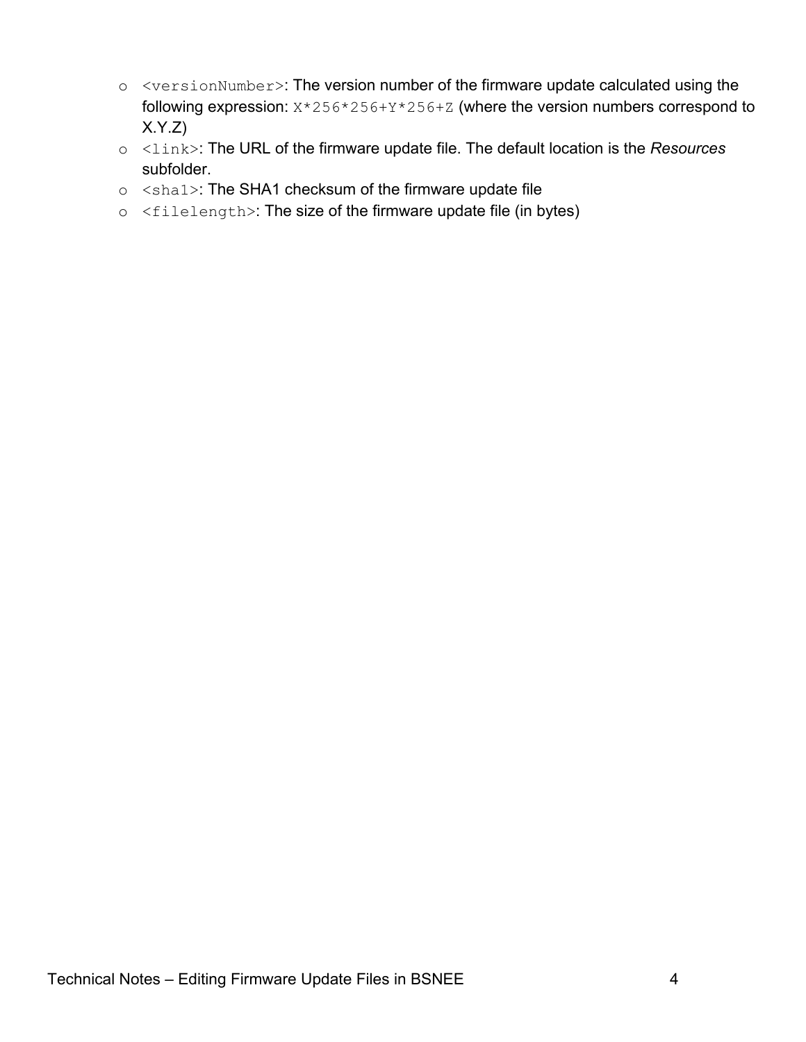- `<versionNumber>`: The version number of the firmware update calculated using the following expression: `X*256*256+Y*256+Z` (where the version numbers correspond to X.Y.Z)
- `<link>`: The URL of the firmware update file. The default location is the *Resources* subfolder.
- `<sha1>`: The SHA1 checksum of the firmware update file
- `<filelength>`: The size of the firmware update file (in bytes)